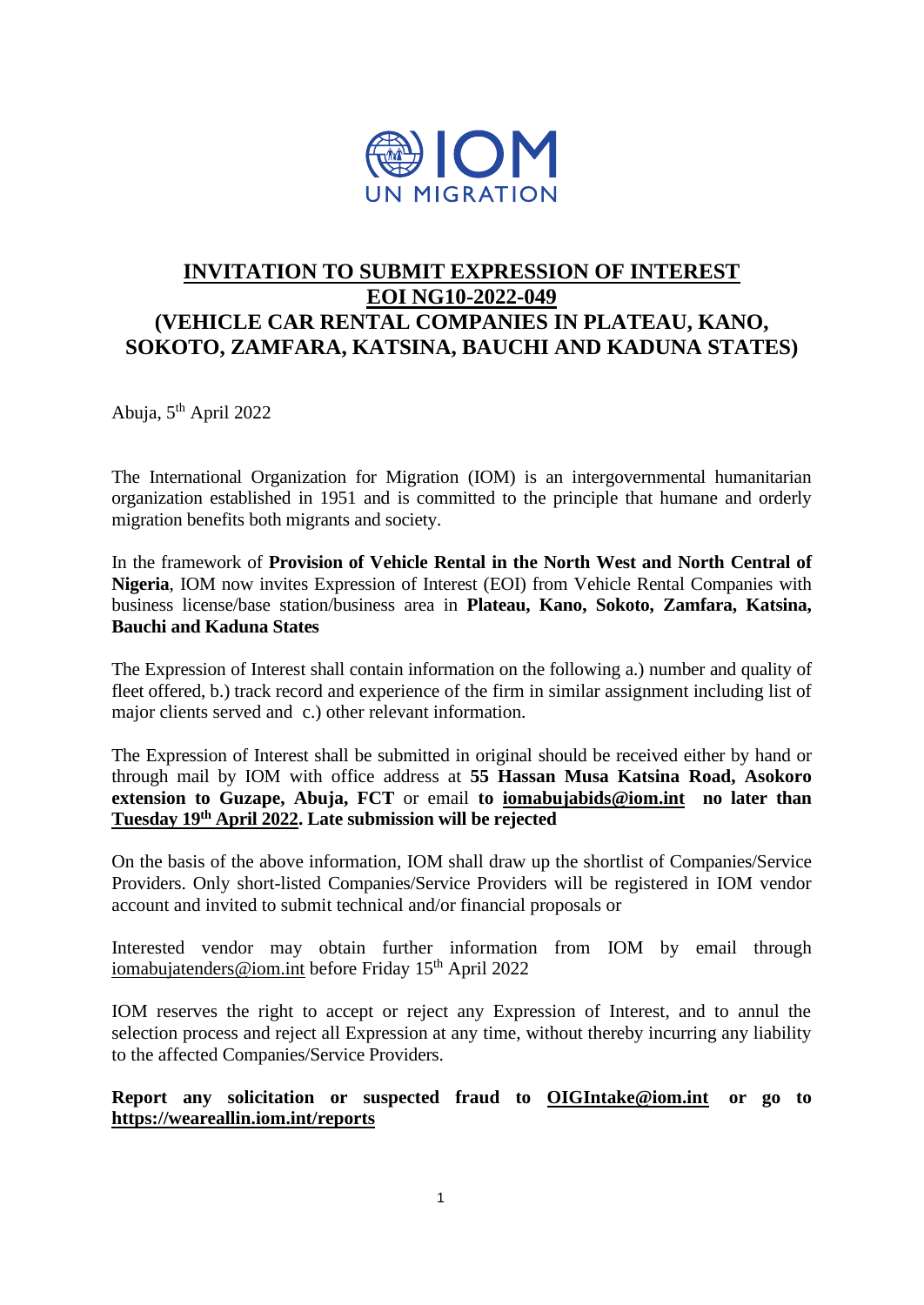IOM
UN MIGRATION

# INVITATION TO SUBMIT EXPRESSION OF INTEREST
# EOI NG10-2022-049
# (VEHICLE CAR RENTAL COMPANIES IN PLATEAU, KANO, SOKOTO, ZAMFARA, KATSINA, BAUCHI AND KADUNA STATES)

Abuja, 5th April 2022

The International Organization for Migration (IOM) is an intergovernmental humanitarian organization established in 1951 and is committed to the principle that humane and orderly migration benefits both migrants and society.

In the framework of **Provision of Vehicle Rental in the North West and North Central of Nigeria**, IOM now invites Expression of Interest (EOI) from Vehicle Rental Companies with business license/base station/business area in **Plateau, Kano, Sokoto, Zamfara, Katsina, Bauchi and Kaduna States**

The Expression of Interest shall contain information on the following a.) number and quality of fleet offered, b.) track record and experience of the firm in similar assignment including list of major clients served and c.) other relevant information.

The Expression of Interest shall be submitted in original should be received either by hand or through mail by IOM with office address at **55 Hassan Musa Katsina Road, Asokoro extension to Guzape, Abuja, FCT** or email **to iomabujabids@iom.int no later than Tuesday 19th April 2022. Late submission will be rejected**

On the basis of the above information, IOM shall draw up the shortlist of Companies/Service Providers. Only short-listed Companies/Service Providers will be registered in IOM vendor account and invited to submit technical and/or financial proposals or

Interested vendor may obtain further information from IOM by email through iomabujatenders@iom.int before Friday 15th April 2022

IOM reserves the right to accept or reject any Expression of Interest, and to annul the selection process and reject all Expression at any time, without thereby incurring any liability to the affected Companies/Service Providers.

**Report any solicitation or suspected fraud to OIGIntake@iom.int or go to https://weareallin.iom.int/reports**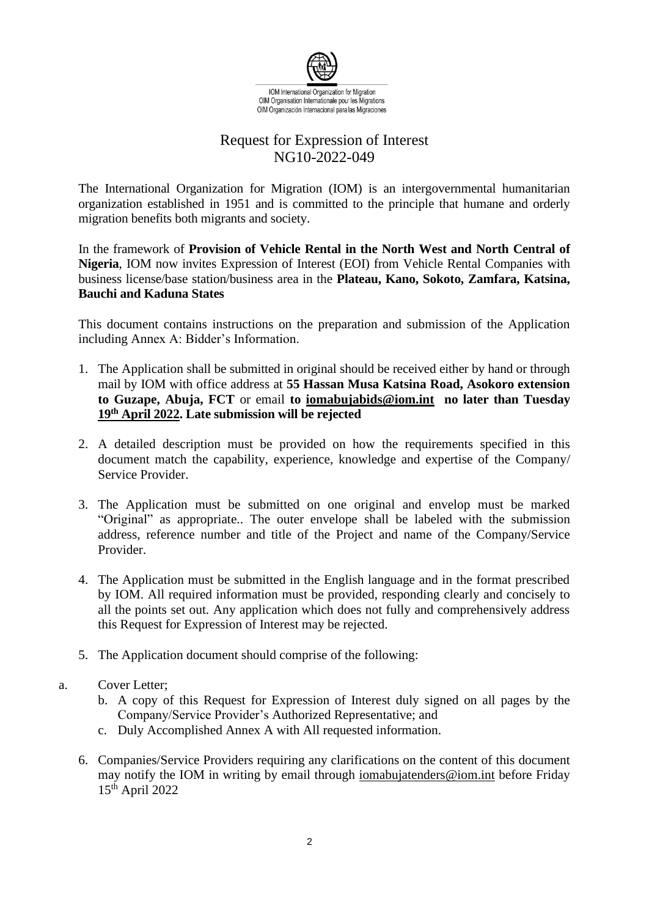IOM International Organization for Migration
OIM Organisation Internationale pour les Migrations
OIM Organización Internacional para las Migraciones

# Request for Expression of Interest
## NG10-2022-049

The International Organization for Migration (IOM) is an intergovernmental humanitarian organization established in 1951 and is committed to the principle that humane and orderly migration benefits both migrants and society.

In the framework of **Provision of Vehicle Rental in the North West and North Central of Nigeria**, IOM now invites Expression of Interest (EOI) from Vehicle Rental Companies with business license/base station/business area in the **Plateau, Kano, Sokoto, Zamfara, Katsina, Bauchi and Kaduna States**

This document contains instructions on the preparation and submission of the Application including Annex A: Bidder's Information.

1. The Application shall be submitted in original should be received either by hand or through mail by IOM with office address at **55 Hassan Musa Katsina Road, Asokoro extension to Guzape, Abuja, FCT** or email **to iomabujabids@iom.int no later than Tuesday 19th April 2022. Late submission will be rejected**

2. A detailed description must be provided on how the requirements specified in this document match the capability, experience, knowledge and expertise of the Company/ Service Provider.

3. The Application must be submitted on one original and envelop must be marked "Original" as appropriate.. The outer envelope shall be labeled with the submission address, reference number and title of the Project and name of the Company/Service Provider.

4. The Application must be submitted in the English language and in the format prescribed by IOM. All required information must be provided, responding clearly and concisely to all the points set out. Any application which does not fully and comprehensively address this Request for Expression of Interest may be rejected.

5. The Application document should comprise of the following:

   a. Cover Letter;
   b. A copy of this Request for Expression of Interest duly signed on all pages by the Company/Service Provider's Authorized Representative; and
   c. Duly Accomplished Annex A with All requested information.

6. Companies/Service Providers requiring any clarifications on the content of this document may notify the IOM in writing by email through iomabujatenders@iom.int before Friday 15th April 2022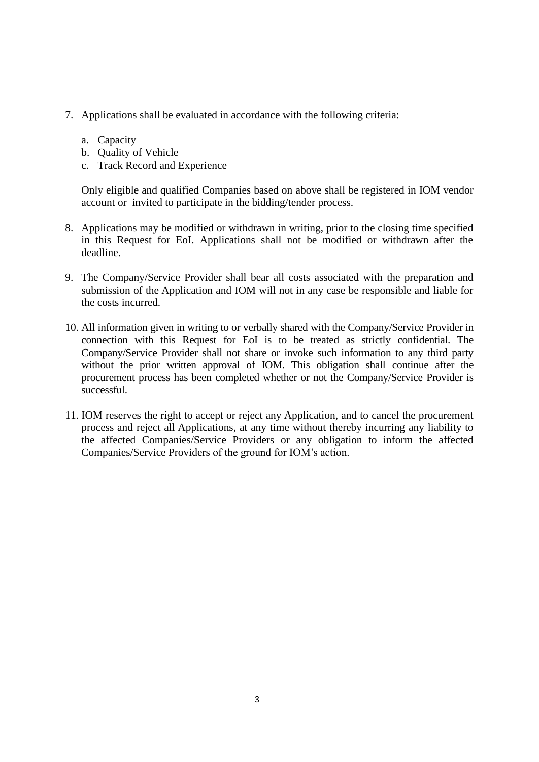7. Applications shall be evaluated in accordance with the following criteria:

   a. Capacity
   b. Quality of Vehicle
   c. Track Record and Experience

   Only eligible and qualified Companies based on above shall be registered in IOM vendor account or invited to participate in the bidding/tender process.

8. Applications may be modified or withdrawn in writing, prior to the closing time specified in this Request for EoI. Applications shall not be modified or withdrawn after the deadline.

9. The Company/Service Provider shall bear all costs associated with the preparation and submission of the Application and IOM will not in any case be responsible and liable for the costs incurred.

10. All information given in writing to or verbally shared with the Company/Service Provider in connection with this Request for EoI is to be treated as strictly confidential. The Company/Service Provider shall not share or invoke such information to any third party without the prior written approval of IOM. This obligation shall continue after the procurement process has been completed whether or not the Company/Service Provider is successful.

11. IOM reserves the right to accept or reject any Application, and to cancel the procurement process and reject all Applications, at any time without thereby incurring any liability to the affected Companies/Service Providers or any obligation to inform the affected Companies/Service Providers of the ground for IOM's action.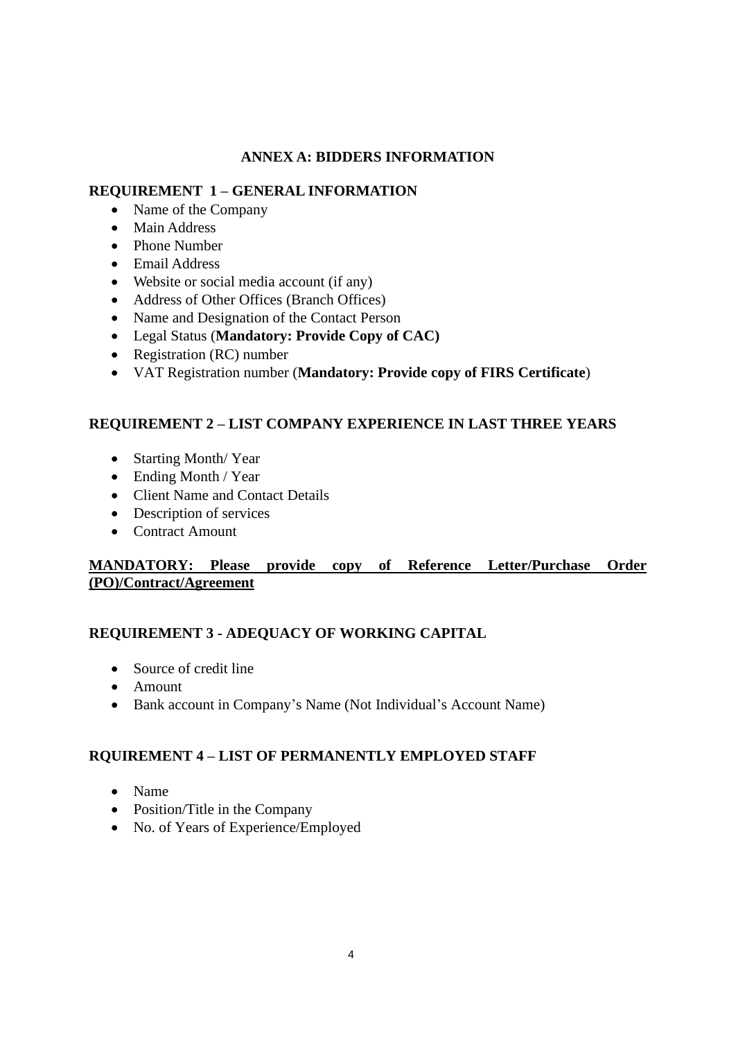## ANNEX A: BIDDERS INFORMATION

### REQUIREMENT 1 – GENERAL INFORMATION

- Name of the Company
- Main Address
- Phone Number
- Email Address
- Website or social media account (if any)
- Address of Other Offices (Branch Offices)
- Name and Designation of the Contact Person
- Legal Status (**Mandatory: Provide Copy of CAC)**
- Registration (RC) number
- VAT Registration number (**Mandatory: Provide copy of FIRS Certificate**)

### REQUIREMENT 2 – LIST COMPANY EXPERIENCE IN LAST THREE YEARS

- Starting Month/ Year
- Ending Month / Year
- Client Name and Contact Details
- Description of services
- Contract Amount

<u>**MANDATORY: Please provide copy of Reference Letter/Purchase Order (PO)/Contract/Agreement**</u>

### REQUIREMENT 3 - ADEQUACY OF WORKING CAPITAL

- Source of credit line
- Amount
- Bank account in Company's Name (Not Individual's Account Name)

### RQUIREMENT 4 – LIST OF PERMANENTLY EMPLOYED STAFF

- Name
- Position/Title in the Company
- No. of Years of Experience/Employed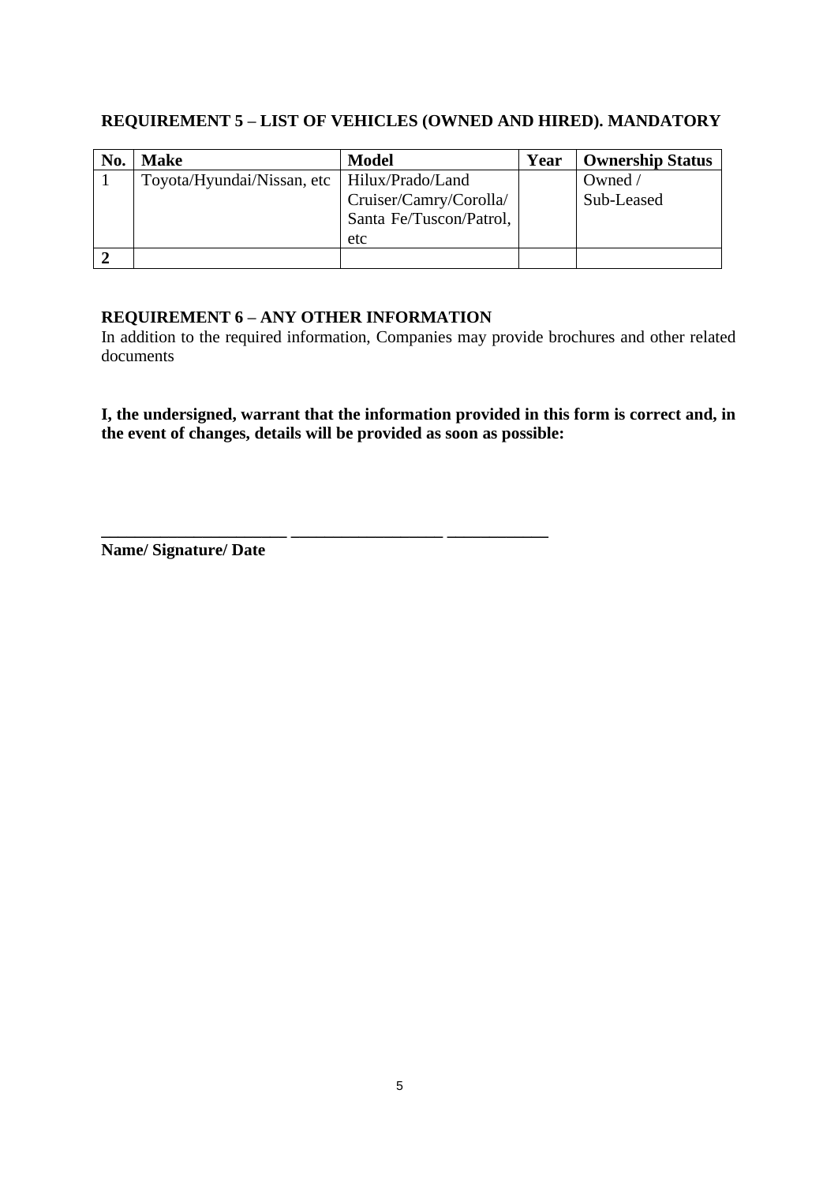**REQUIREMENT 5 – LIST OF VEHICLES (OWNED AND HIRED). MANDATORY**

| No. | Make | Model | Year | Ownership Status |
|---|---|---|---|---|
| 1 | Toyota/Hyundai/Nissan, etc | Hilux/Prado/Land Cruiser/Camry/Corolla/ Santa Fe/Tuscon/Patrol, etc | | Owned / Sub-Leased |
| **2** | | | | |

**REQUIREMENT 6 – ANY OTHER INFORMATION**

In addition to the required information, Companies may provide brochures and other related documents

**I, the undersigned, warrant that the information provided in this form is correct and, in the event of changes, details will be provided as soon as possible:**

**_____________________ _________________ ___________**

**Name/ Signature/ Date**